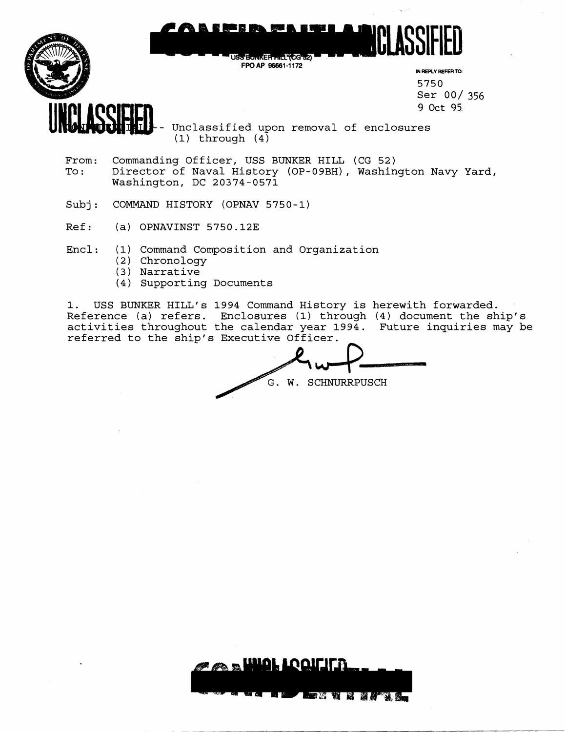UNCLASSIFIED

USS BUNKER HILL (CG 52)
FPO AP 96661-1172

IN REPLY REFER TO:
5750
Ser 00/ 356
9 Oct 95

UNCLASSIFIED -- Unclassified upon removal of enclosures (1) through (4)

From: Commanding Officer, USS BUNKER HILL (CG 52)
To: Director of Naval History (OP-09BH), Washington Navy Yard, Washington, DC 20374-0571

Subj: COMMAND HISTORY (OPNAV 5750-1)

Ref: (a) OPNAVINST 5750.12E

Encl: (1) Command Composition and Organization
(2) Chronology
(3) Narrative
(4) Supporting Documents

1. USS BUNKER HILL's 1994 Command History is herewith forwarded. Reference (a) refers. Enclosures (1) through (4) document the ship's activities throughout the calendar year 1994. Future inquiries may be referred to the ship's Executive Officer.

G. W. SCHNURRPUSCH

UNCLASSIFIED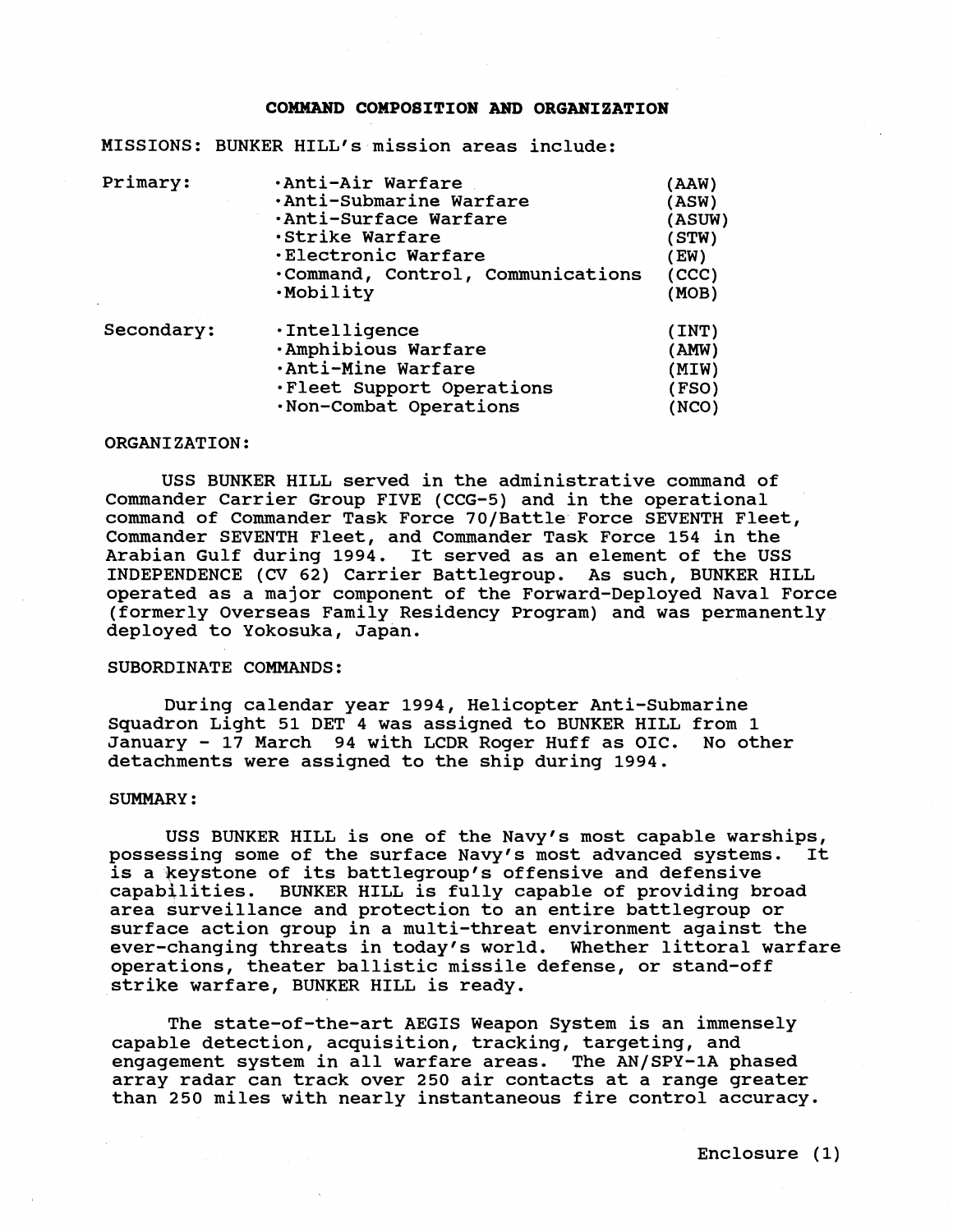## COMMAND COMPOSITION AND ORGANIZATION

MISSIONS: BUNKER HILL's mission areas include:

| | | |
|---|---|---|
| Primary: | ·Anti-Air Warfare | (AAW) |
| | ·Anti-Submarine Warfare | (ASW) |
| | ·Anti-Surface Warfare | (ASUW) |
| | ·Strike Warfare | (STW) |
| | ·Electronic Warfare | (EW) |
| | ·Command, Control, Communications | (CCC) |
| | ·Mobility | (MOB) |
| Secondary: | ·Intelligence | (INT) |
| | ·Amphibious Warfare | (AMW) |
| | ·Anti-Mine Warfare | (MIW) |
| | ·Fleet Support Operations | (FSO) |
| | ·Non-Combat Operations | (NCO) |

ORGANIZATION:

USS BUNKER HILL served in the administrative command of Commander Carrier Group FIVE (CCG-5) and in the operational command of Commander Task Force 70/Battle Force SEVENTH Fleet, Commander SEVENTH Fleet, and Commander Task Force 154 in the Arabian Gulf during 1994. It served as an element of the USS INDEPENDENCE (CV 62) Carrier Battlegroup. As such, BUNKER HILL operated as a major component of the Forward-Deployed Naval Force (formerly Overseas Family Residency Program) and was permanently deployed to Yokosuka, Japan.

SUBORDINATE COMMANDS:

During calendar year 1994, Helicopter Anti-Submarine Squadron Light 51 DET 4 was assigned to BUNKER HILL from 1 January - 17 March 94 with LCDR Roger Huff as OIC. No other detachments were assigned to the ship during 1994.

SUMMARY:

USS BUNKER HILL is one of the Navy's most capable warships, possessing some of the surface Navy's most advanced systems. It is a keystone of its battlegroup's offensive and defensive capabilities. BUNKER HILL is fully capable of providing broad area surveillance and protection to an entire battlegroup or surface action group in a multi-threat environment against the ever-changing threats in today's world. Whether littoral warfare operations, theater ballistic missile defense, or stand-off strike warfare, BUNKER HILL is ready.

The state-of-the-art AEGIS Weapon System is an immensely capable detection, acquisition, tracking, targeting, and engagement system in all warfare areas. The AN/SPY-1A phased array radar can track over 250 air contacts at a range greater than 250 miles with nearly instantaneous fire control accuracy.

Enclosure (1)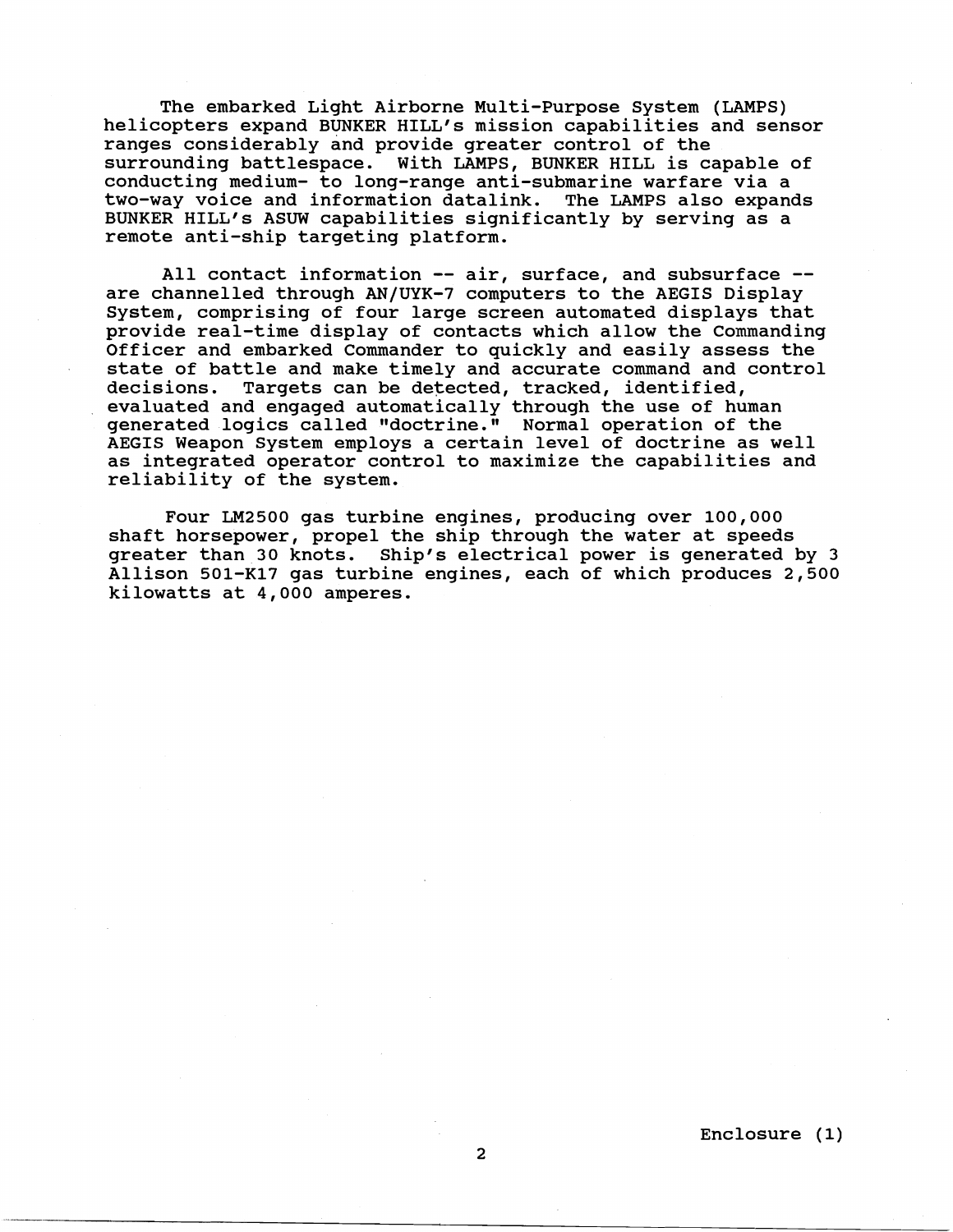The embarked Light Airborne Multi-Purpose System (LAMPS) helicopters expand BUNKER HILL's mission capabilities and sensor ranges considerably and provide greater control of the surrounding battlespace. With LAMPS, BUNKER HILL is capable of conducting medium- to long-range anti-submarine warfare via a two-way voice and information datalink. The LAMPS also expands BUNKER HILL's ASUW capabilities significantly by serving as a remote anti-ship targeting platform.

All contact information -- air, surface, and subsurface -- are channelled through AN/UYK-7 computers to the AEGIS Display System, comprising of four large screen automated displays that provide real-time display of contacts which allow the Commanding Officer and embarked Commander to quickly and easily assess the state of battle and make timely and accurate command and control decisions. Targets can be detected, tracked, identified, evaluated and engaged automatically through the use of human generated logics called "doctrine." Normal operation of the AEGIS Weapon System employs a certain level of doctrine as well as integrated operator control to maximize the capabilities and reliability of the system.

Four LM2500 gas turbine engines, producing over 100,000 shaft horsepower, propel the ship through the water at speeds greater than 30 knots. Ship's electrical power is generated by 3 Allison 501-K17 gas turbine engines, each of which produces 2,500 kilowatts at 4,000 amperes.

Enclosure (1)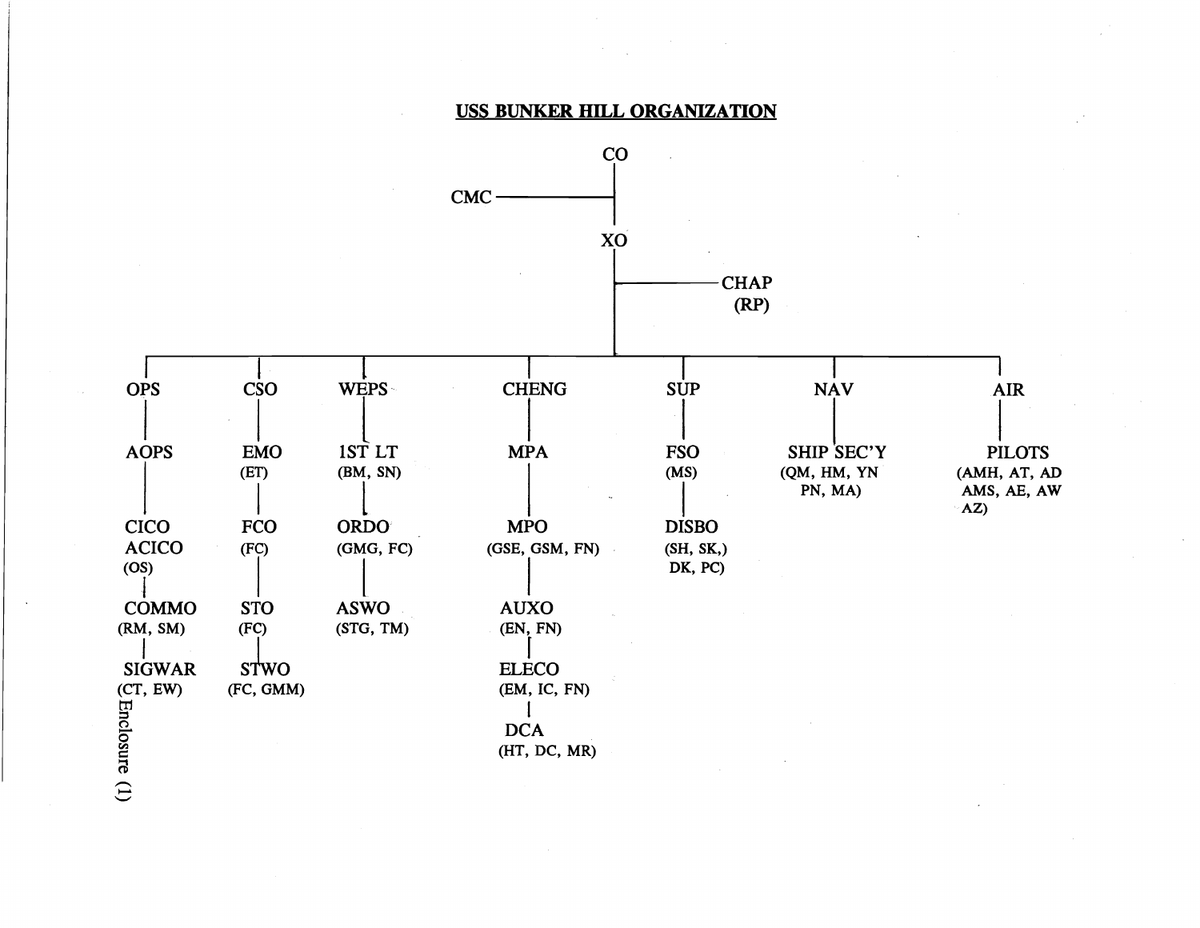# USS BUNKER HILL ORGANIZATION

- CO
  - CMC
  - XO
    - CHAP (RP)
    - OPS
      - AOPS
        - CICO / ACICO (OS)
          - COMMO (RM, SM)
            - SIGWAR (CT, EW)
    - CSO
      - EMO (ET)
        - FCO (FC)
          - STO (FC)
            - STWO (FC, GMM)
    - WEPS
      - 1ST LT (BM, SN)
        - ORDO (GMG, FC)
          - ASWO (STG, TM)
    - CHENG
      - MPA
        - MPO (GSE, GSM, FN)
          - AUXO (EN, FN)
            - ELECO (EM, IC, FN)
              - DCA (HT, DC, MR)
    - SUP
      - FSO (MS)
        - DISBO (SH, SK,) DK, PC)
    - NAV
      - SHIP SEC'Y (QM, HM, YN PN, MA)
    - AIR
      - PILOTS (AMH, AT, AD AMS, AE, AW AZ)

Enclosure (1)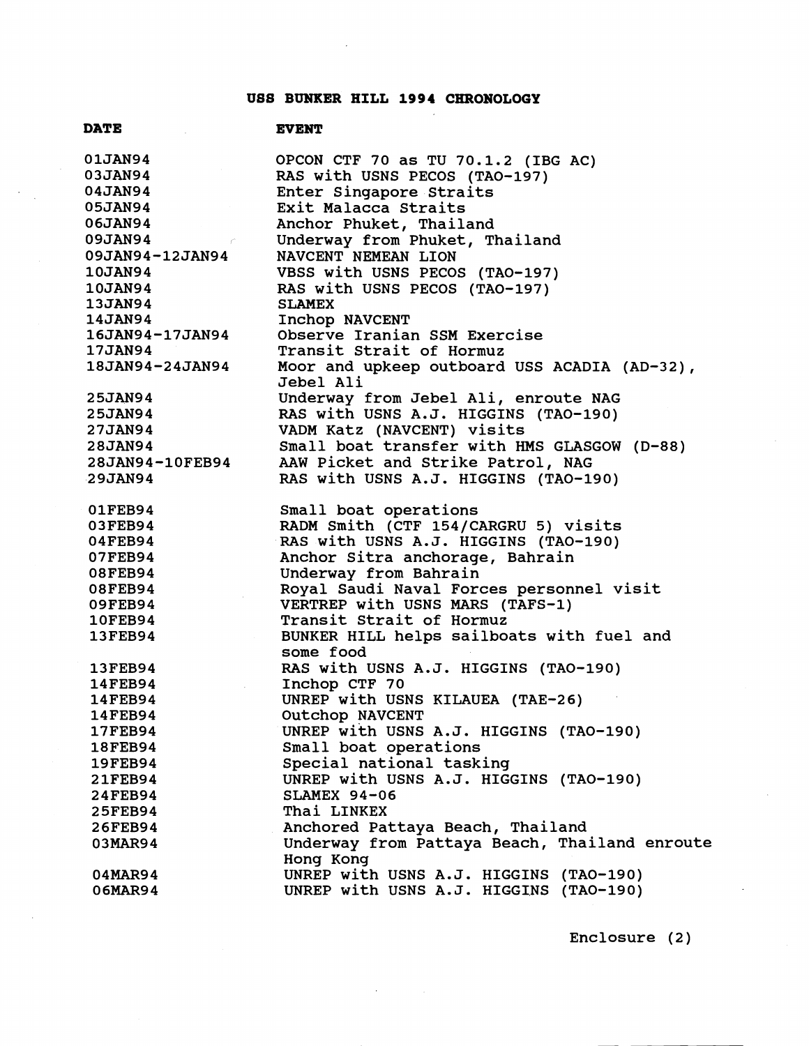# USS BUNKER HILL 1994 CHRONOLOGY

| DATE | EVENT |
| --- | --- |
| 01JAN94 | OPCON CTF 70 as TU 70.1.2 (IBG AC) |
| 03JAN94 | RAS with USNS PECOS (TAO-197) |
| 04JAN94 | Enter Singapore Straits |
| 05JAN94 | Exit Malacca Straits |
| 06JAN94 | Anchor Phuket, Thailand |
| 09JAN94 | Underway from Phuket, Thailand |
| 09JAN94-12JAN94 | NAVCENT NEMEAN LION |
| 10JAN94 | VBSS with USNS PECOS (TAO-197) |
| 10JAN94 | RAS with USNS PECOS (TAO-197) |
| 13JAN94 | SLAMEX |
| 14JAN94 | Inchop NAVCENT |
| 16JAN94-17JAN94 | Observe Iranian SSM Exercise |
| 17JAN94 | Transit Strait of Hormuz |
| 18JAN94-24JAN94 | Moor and upkeep outboard USS ACADIA (AD-32), Jebel Ali |
| 25JAN94 | Underway from Jebel Ali, enroute NAG |
| 25JAN94 | RAS with USNS A.J. HIGGINS (TAO-190) |
| 27JAN94 | VADM Katz (NAVCENT) visits |
| 28JAN94 | Small boat transfer with HMS GLASGOW (D-88) |
| 28JAN94-10FEB94 | AAW Picket and Strike Patrol, NAG |
| 29JAN94 | RAS with USNS A.J. HIGGINS (TAO-190) |
| 01FEB94 | Small boat operations |
| 03FEB94 | RADM Smith (CTF 154/CARGRU 5) visits |
| 04FEB94 | RAS with USNS A.J. HIGGINS (TAO-190) |
| 07FEB94 | Anchor Sitra anchorage, Bahrain |
| 08FEB94 | Underway from Bahrain |
| 08FEB94 | Royal Saudi Naval Forces personnel visit |
| 09FEB94 | VERTREP with USNS MARS (TAFS-1) |
| 10FEB94 | Transit Strait of Hormuz |
| 13FEB94 | BUNKER HILL helps sailboats with fuel and some food |
| 13FEB94 | RAS with USNS A.J. HIGGINS (TAO-190) |
| 14FEB94 | Inchop CTF 70 |
| 14FEB94 | UNREP with USNS KILAUEA (TAE-26) |
| 14FEB94 | Outchop NAVCENT |
| 17FEB94 | UNREP with USNS A.J. HIGGINS (TAO-190) |
| 18FEB94 | Small boat operations |
| 19FEB94 | Special national tasking |
| 21FEB94 | UNREP with USNS A.J. HIGGINS (TAO-190) |
| 24FEB94 | SLAMEX 94-06 |
| 25FEB94 | Thai LINKEX |
| 26FEB94 | Anchored Pattaya Beach, Thailand |
| 03MAR94 | Underway from Pattaya Beach, Thailand enroute Hong Kong |
| 04MAR94 | UNREP with USNS A.J. HIGGINS (TAO-190) |
| 06MAR94 | UNREP with USNS A.J. HIGGINS (TAO-190) |

Enclosure (2)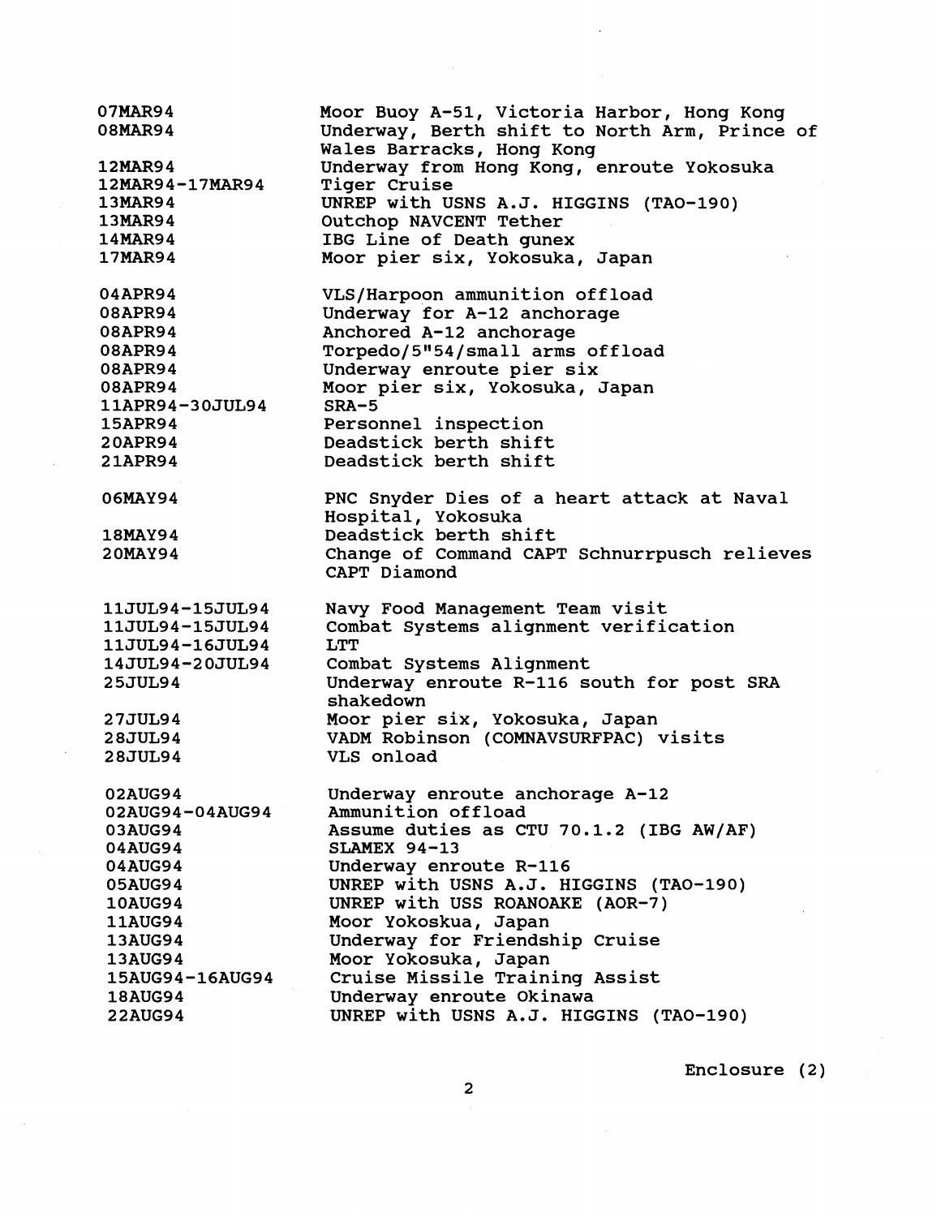| | |
|---|---|
| 07MAR94 | Moor Buoy A-51, Victoria Harbor, Hong Kong |
| 08MAR94 | Underway, Berth shift to North Arm, Prince of Wales Barracks, Hong Kong |
| 12MAR94 | Underway from Hong Kong, enroute Yokosuka |
| 12MAR94-17MAR94 | Tiger Cruise |
| 13MAR94 | UNREP with USNS A.J. HIGGINS (TAO-190) |
| 13MAR94 | Outchop NAVCENT Tether |
| 14MAR94 | IBG Line of Death gunex |
| 17MAR94 | Moor pier six, Yokosuka, Japan |
| | |
| 04APR94 | VLS/Harpoon ammunition offload |
| 08APR94 | Underway for A-12 anchorage |
| 08APR94 | Anchored A-12 anchorage |
| 08APR94 | Torpedo/5"54/small arms offload |
| 08APR94 | Underway enroute pier six |
| 08APR94 | Moor pier six, Yokosuka, Japan |
| 11APR94-30JUL94 | SRA-5 |
| 15APR94 | Personnel inspection |
| 20APR94 | Deadstick berth shift |
| 21APR94 | Deadstick berth shift |
| | |
| 06MAY94 | PNC Snyder Dies of a heart attack at Naval Hospital, Yokosuka |
| 18MAY94 | Deadstick berth shift |
| 20MAY94 | Change of Command CAPT Schnurrpusch relieves CAPT Diamond |
| | |
| 11JUL94-15JUL94 | Navy Food Management Team visit |
| 11JUL94-15JUL94 | Combat Systems alignment verification |
| 11JUL94-16JUL94 | LTT |
| 14JUL94-20JUL94 | Combat Systems Alignment |
| 25JUL94 | Underway enroute R-116 south for post SRA shakedown |
| 27JUL94 | Moor pier six, Yokosuka, Japan |
| 28JUL94 | VADM Robinson (COMNAVSURFPAC) visits |
| 28JUL94 | VLS onload |
| | |
| 02AUG94 | Underway enroute anchorage A-12 |
| 02AUG94-04AUG94 | Ammunition offload |
| 03AUG94 | Assume duties as CTU 70.1.2 (IBG AW/AF) |
| 04AUG94 | SLAMEX 94-13 |
| 04AUG94 | Underway enroute R-116 |
| 05AUG94 | UNREP with USNS A.J. HIGGINS (TAO-190) |
| 10AUG94 | UNREP with USS ROANOAKE (AOR-7) |
| 11AUG94 | Moor Yokoskua, Japan |
| 13AUG94 | Underway for Friendship Cruise |
| 13AUG94 | Moor Yokosuka, Japan |
| 15AUG94-16AUG94 | Cruise Missile Training Assist |
| 18AUG94 | Underway enroute Okinawa |
| 22AUG94 | UNREP with USNS A.J. HIGGINS (TAO-190) |

Enclosure (2)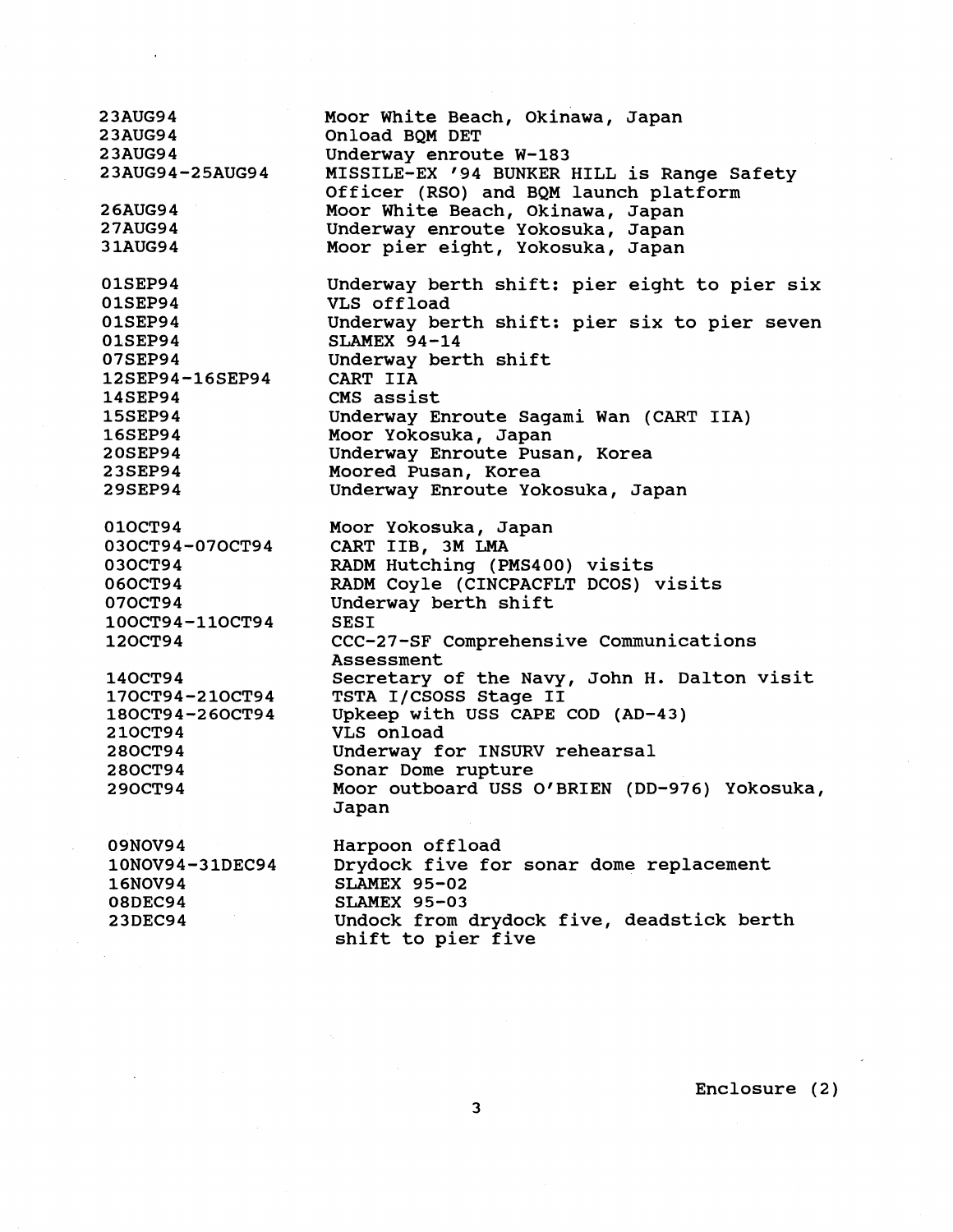| | |
|---|---|
| 23AUG94 | Moor White Beach, Okinawa, Japan |
| 23AUG94 | Onload BQM DET |
| 23AUG94 | Underway enroute W-183 |
| 23AUG94-25AUG94 | MISSILE-EX '94 BUNKER HILL is Range Safety Officer (RSO) and BQM launch platform |
| 26AUG94 | Moor White Beach, Okinawa, Japan |
| 27AUG94 | Underway enroute Yokosuka, Japan |
| 31AUG94 | Moor pier eight, Yokosuka, Japan |
| | |
| 01SEP94 | Underway berth shift: pier eight to pier six |
| 01SEP94 | VLS offload |
| 01SEP94 | Underway berth shift: pier six to pier seven |
| 01SEP94 | SLAMEX 94-14 |
| 07SEP94 | Underway berth shift |
| 12SEP94-16SEP94 | CART IIA |
| 14SEP94 | CMS assist |
| 15SEP94 | Underway Enroute Sagami Wan (CART IIA) |
| 16SEP94 | Moor Yokosuka, Japan |
| 20SEP94 | Underway Enroute Pusan, Korea |
| 23SEP94 | Moored Pusan, Korea |
| 29SEP94 | Underway Enroute Yokosuka, Japan |
| | |
| 01OCT94 | Moor Yokosuka, Japan |
| 03OCT94-07OCT94 | CART IIB, 3M LMA |
| 03OCT94 | RADM Hutching (PMS400) visits |
| 06OCT94 | RADM Coyle (CINCPACFLT DCOS) visits |
| 07OCT94 | Underway berth shift |
| 10OCT94-11OCT94 | SESI |
| 12OCT94 | CCC-27-SF Comprehensive Communications Assessment |
| 14OCT94 | Secretary of the Navy, John H. Dalton visit |
| 17OCT94-21OCT94 | TSTA I/CSOSS Stage II |
| 18OCT94-26OCT94 | Upkeep with USS CAPE COD (AD-43) |
| 21OCT94 | VLS onload |
| 28OCT94 | Underway for INSURV rehearsal |
| 28OCT94 | Sonar Dome rupture |
| 29OCT94 | Moor outboard USS O'BRIEN (DD-976) Yokosuka, Japan |
| | |
| 09NOV94 | Harpoon offload |
| 10NOV94-31DEC94 | Drydock five for sonar dome replacement |
| 16NOV94 | SLAMEX 95-02 |
| 08DEC94 | SLAMEX 95-03 |
| 23DEC94 | Undock from drydock five, deadstick berth shift to pier five |

Enclosure (2)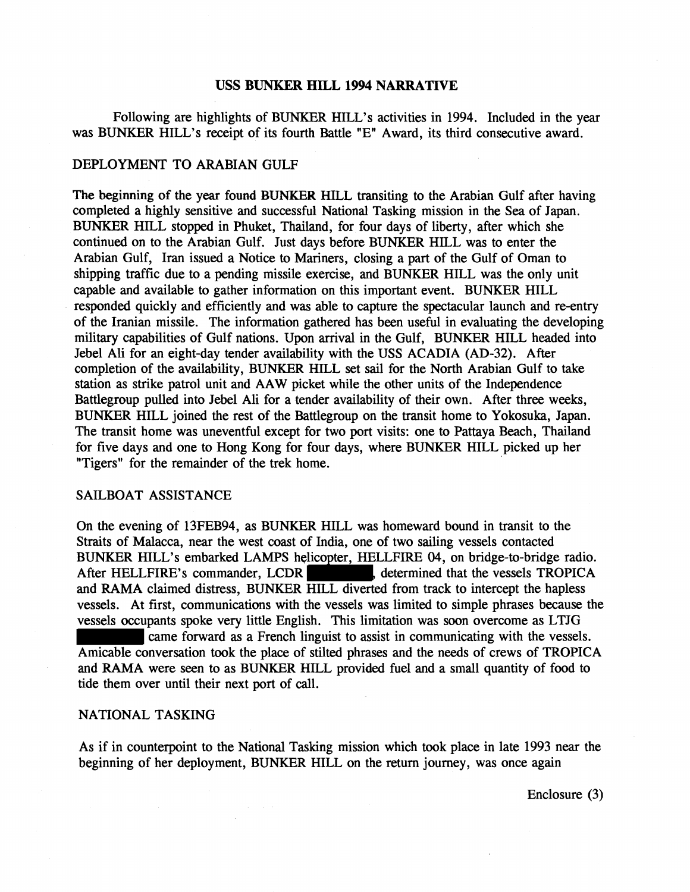# USS BUNKER HILL 1994 NARRATIVE

Following are highlights of BUNKER HILL's activities in 1994. Included in the year was BUNKER HILL's receipt of its fourth Battle "E" Award, its third consecutive award.

## DEPLOYMENT TO ARABIAN GULF

The beginning of the year found BUNKER HILL transiting to the Arabian Gulf after having completed a highly sensitive and successful National Tasking mission in the Sea of Japan. BUNKER HILL stopped in Phuket, Thailand, for four days of liberty, after which she continued on to the Arabian Gulf. Just days before BUNKER HILL was to enter the Arabian Gulf, Iran issued a Notice to Mariners, closing a part of the Gulf of Oman to shipping traffic due to a pending missile exercise, and BUNKER HILL was the only unit capable and available to gather information on this important event. BUNKER HILL responded quickly and efficiently and was able to capture the spectacular launch and re-entry of the Iranian missile. The information gathered has been useful in evaluating the developing military capabilities of Gulf nations. Upon arrival in the Gulf, BUNKER HILL headed into Jebel Ali for an eight-day tender availability with the USS ACADIA (AD-32). After completion of the availability, BUNKER HILL set sail for the North Arabian Gulf to take station as strike patrol unit and AAW picket while the other units of the Independence Battlegroup pulled into Jebel Ali for a tender availability of their own. After three weeks, BUNKER HILL joined the rest of the Battlegroup on the transit home to Yokosuka, Japan. The transit home was uneventful except for two port visits: one to Pattaya Beach, Thailand for five days and one to Hong Kong for four days, where BUNKER HILL picked up her "Tigers" for the remainder of the trek home.

## SAILBOAT ASSISTANCE

On the evening of 13FEB94, as BUNKER HILL was homeward bound in transit to the Straits of Malacca, near the west coast of India, one of two sailing vessels contacted BUNKER HILL's embarked LAMPS helicopter, HELLFIRE 04, on bridge-to-bridge radio. After HELLFIRE's commander, LCDR [redacted], determined that the vessels TROPICA and RAMA claimed distress, BUNKER HILL diverted from track to intercept the hapless vessels. At first, communications with the vessels was limited to simple phrases because the vessels occupants spoke very little English. This limitation was soon overcome as LTJG [redacted] came forward as a French linguist to assist in communicating with the vessels. Amicable conversation took the place of stilted phrases and the needs of crews of TROPICA and RAMA were seen to as BUNKER HILL provided fuel and a small quantity of food to tide them over until their next port of call.

## NATIONAL TASKING

As if in counterpoint to the National Tasking mission which took place in late 1993 near the beginning of her deployment, BUNKER HILL on the return journey, was once again

Enclosure (3)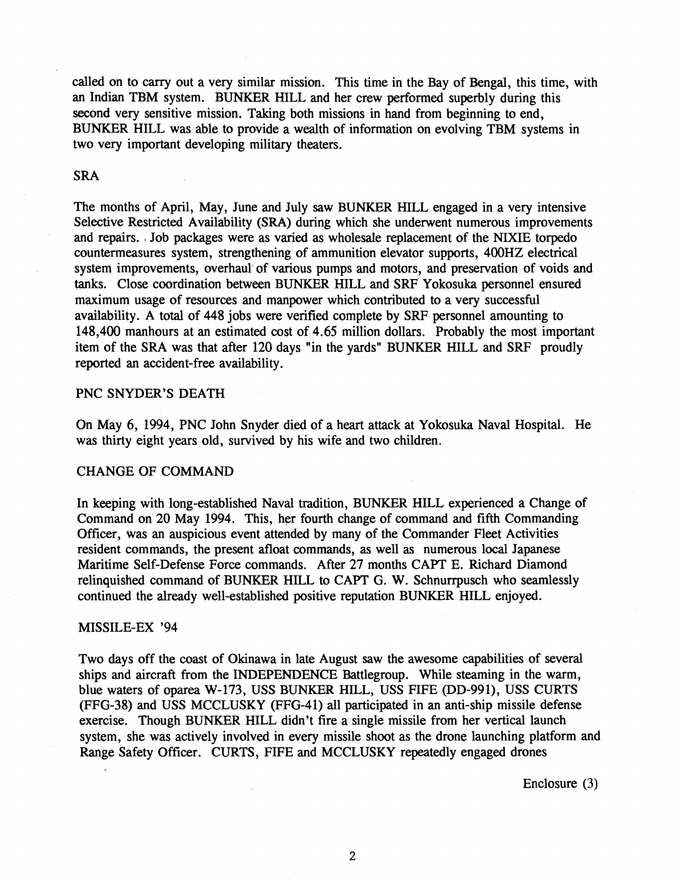called on to carry out a very similar mission. This time in the Bay of Bengal, this time, with an Indian TBM system. BUNKER HILL and her crew performed superbly during this second very sensitive mission. Taking both missions in hand from beginning to end, BUNKER HILL was able to provide a wealth of information on evolving TBM systems in two very important developing military theaters.

## SRA

The months of April, May, June and July saw BUNKER HILL engaged in a very intensive Selective Restricted Availability (SRA) during which she underwent numerous improvements and repairs. Job packages were as varied as wholesale replacement of the NIXIE torpedo countermeasures system, strengthening of ammunition elevator supports, 400HZ electrical system improvements, overhaul of various pumps and motors, and preservation of voids and tanks. Close coordination between BUNKER HILL and SRF Yokosuka personnel ensured maximum usage of resources and manpower which contributed to a very successful availability. A total of 448 jobs were verified complete by SRF personnel amounting to 148,400 manhours at an estimated cost of 4.65 million dollars. Probably the most important item of the SRA was that after 120 days "in the yards" BUNKER HILL and SRF proudly reported an accident-free availability.

## PNC SNYDER'S DEATH

On May 6, 1994, PNC John Snyder died of a heart attack at Yokosuka Naval Hospital. He was thirty eight years old, survived by his wife and two children.

## CHANGE OF COMMAND

In keeping with long-established Naval tradition, BUNKER HILL experienced a Change of Command on 20 May 1994. This, her fourth change of command and fifth Commanding Officer, was an auspicious event attended by many of the Commander Fleet Activities resident commands, the present afloat commands, as well as numerous local Japanese Maritime Self-Defense Force commands. After 27 months CAPT E. Richard Diamond relinquished command of BUNKER HILL to CAPT G. W. Schnurrpusch who seamlessly continued the already well-established positive reputation BUNKER HILL enjoyed.

## MISSILE-EX '94

Two days off the coast of Okinawa in late August saw the awesome capabilities of several ships and aircraft from the INDEPENDENCE Battlegroup. While steaming in the warm, blue waters of oparea W-173, USS BUNKER HILL, USS FIFE (DD-991), USS CURTS (FFG-38) and USS MCCLUSKY (FFG-41) all participated in an anti-ship missile defense exercise. Though BUNKER HILL didn't fire a single missile from her vertical launch system, she was actively involved in every missile shoot as the drone launching platform and Range Safety Officer. CURTS, FIFE and MCCLUSKY repeatedly engaged drones

Enclosure (3)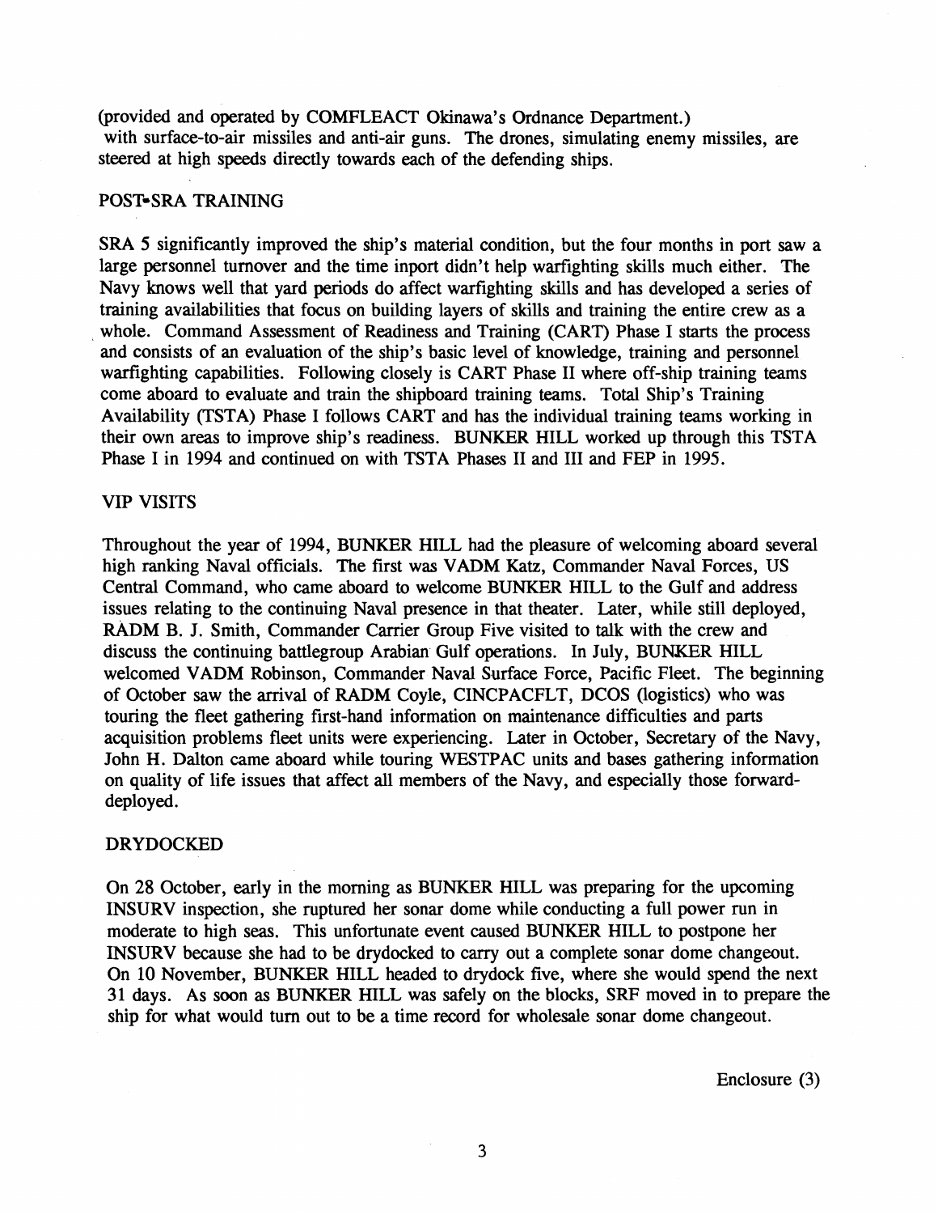(provided and operated by COMFLEACT Okinawa's Ordnance Department.) with surface-to-air missiles and anti-air guns. The drones, simulating enemy missiles, are steered at high speeds directly towards each of the defending ships.

## POST-SRA TRAINING

SRA 5 significantly improved the ship's material condition, but the four months in port saw a large personnel turnover and the time inport didn't help warfighting skills much either. The Navy knows well that yard periods do affect warfighting skills and has developed a series of training availabilities that focus on building layers of skills and training the entire crew as a whole. Command Assessment of Readiness and Training (CART) Phase I starts the process and consists of an evaluation of the ship's basic level of knowledge, training and personnel warfighting capabilities. Following closely is CART Phase II where off-ship training teams come aboard to evaluate and train the shipboard training teams. Total Ship's Training Availability (TSTA) Phase I follows CART and has the individual training teams working in their own areas to improve ship's readiness. BUNKER HILL worked up through this TSTA Phase I in 1994 and continued on with TSTA Phases II and III and FEP in 1995.

## VIP VISITS

Throughout the year of 1994, BUNKER HILL had the pleasure of welcoming aboard several high ranking Naval officials. The first was VADM Katz, Commander Naval Forces, US Central Command, who came aboard to welcome BUNKER HILL to the Gulf and address issues relating to the continuing Naval presence in that theater. Later, while still deployed, RADM B. J. Smith, Commander Carrier Group Five visited to talk with the crew and discuss the continuing battlegroup Arabian Gulf operations. In July, BUNKER HILL welcomed VADM Robinson, Commander Naval Surface Force, Pacific Fleet. The beginning of October saw the arrival of RADM Coyle, CINCPACFLT, DCOS (logistics) who was touring the fleet gathering first-hand information on maintenance difficulties and parts acquisition problems fleet units were experiencing. Later in October, Secretary of the Navy, John H. Dalton came aboard while touring WESTPAC units and bases gathering information on quality of life issues that affect all members of the Navy, and especially those forward-deployed.

## DRYDOCKED

On 28 October, early in the morning as BUNKER HILL was preparing for the upcoming INSURV inspection, she ruptured her sonar dome while conducting a full power run in moderate to high seas. This unfortunate event caused BUNKER HILL to postpone her INSURV because she had to be drydocked to carry out a complete sonar dome changeout. On 10 November, BUNKER HILL headed to drydock five, where she would spend the next 31 days. As soon as BUNKER HILL was safely on the blocks, SRF moved in to prepare the ship for what would turn out to be a time record for wholesale sonar dome changeout.

Enclosure (3)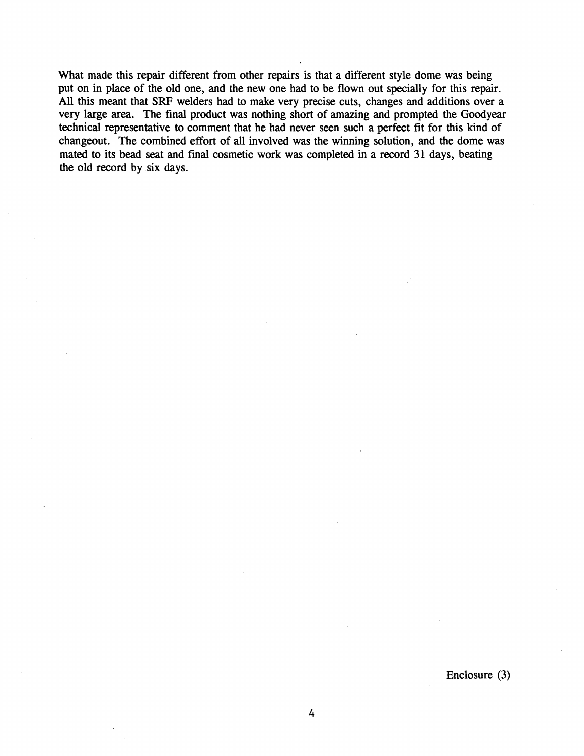What made this repair different from other repairs is that a different style dome was being put on in place of the old one, and the new one had to be flown out specially for this repair. All this meant that SRF welders had to make very precise cuts, changes and additions over a very large area. The final product was nothing short of amazing and prompted the Goodyear technical representative to comment that he had never seen such a perfect fit for this kind of changeout. The combined effort of all involved was the winning solution, and the dome was mated to its bead seat and final cosmetic work was completed in a record 31 days, beating the old record by six days.

Enclosure (3)